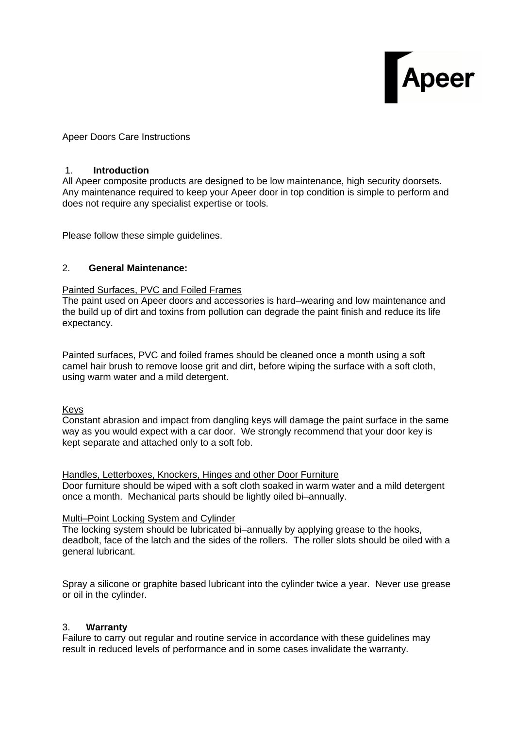Apeer

Apeer Doors Care Instructions

## 1. Introduction

All Apeer composite products are designed to be low maintenance, high security doorsets. Any maintenance required to keep your Apeer door in top condition is simple to perform and does not require any specialist expertise or tools.

Please follow these simple guidelines.

## 2. General Maintenance:

### Painted Surfaces, PVC and Foiled Frames

The paint used on Apeer doors and accessories is hard–wearing and low maintenance and the build up of dirt and toxins from pollution can degrade the paint finish and reduce its life expectancy.

Painted surfaces, PVC and foiled frames should be cleaned once a month using a soft camel hair brush to remove loose grit and dirt, before wiping the surface with a soft cloth, using warm water and a mild detergent.

### Keys

Constant abrasion and impact from dangling keys will damage the paint surface in the same way as you would expect with a car door. We strongly recommend that your door key is kept separate and attached only to a soft fob.

### Handles, Letterboxes, Knockers, Hinges and other Door Furniture

Door furniture should be wiped with a soft cloth soaked in warm water and a mild detergent once a month. Mechanical parts should be lightly oiled bi–annually.

### Multi–Point Locking System and Cylinder

The locking system should be lubricated bi–annually by applying grease to the hooks, deadbolt, face of the latch and the sides of the rollers. The roller slots should be oiled with a general lubricant.

Spray a silicone or graphite based lubricant into the cylinder twice a year. Never use grease or oil in the cylinder.

## 3. Warranty

Failure to carry out regular and routine service in accordance with these guidelines may result in reduced levels of performance and in some cases invalidate the warranty.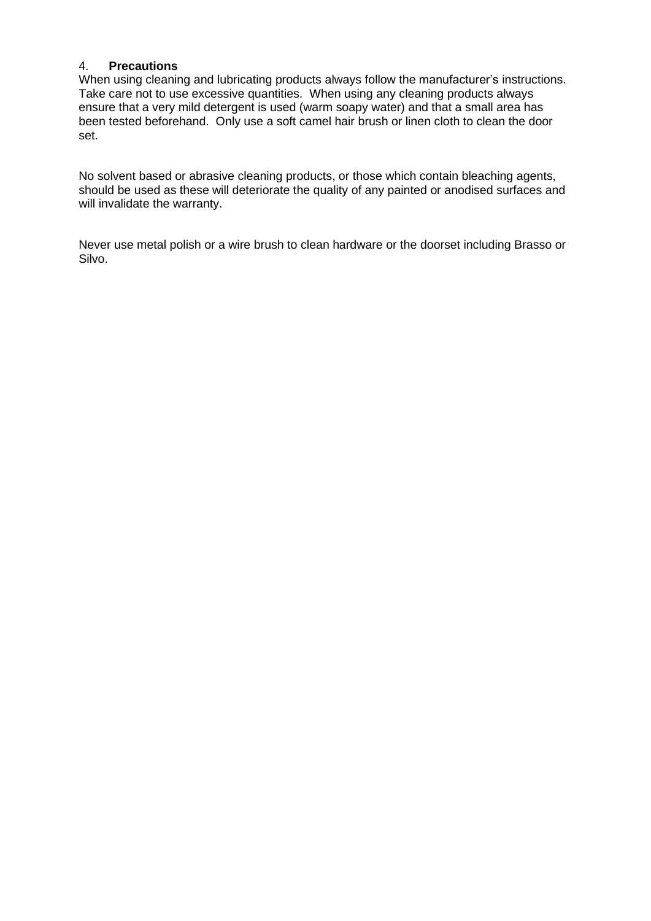## 4. **Precautions**

When using cleaning and lubricating products always follow the manufacturer's instructions. Take care not to use excessive quantities. When using any cleaning products always ensure that a very mild detergent is used (warm soapy water) and that a small area has been tested beforehand. Only use a soft camel hair brush or linen cloth to clean the door set.

No solvent based or abrasive cleaning products, or those which contain bleaching agents, should be used as these will deteriorate the quality of any painted or anodised surfaces and will invalidate the warranty.

Never use metal polish or a wire brush to clean hardware or the doorset including Brasso or Silvo.